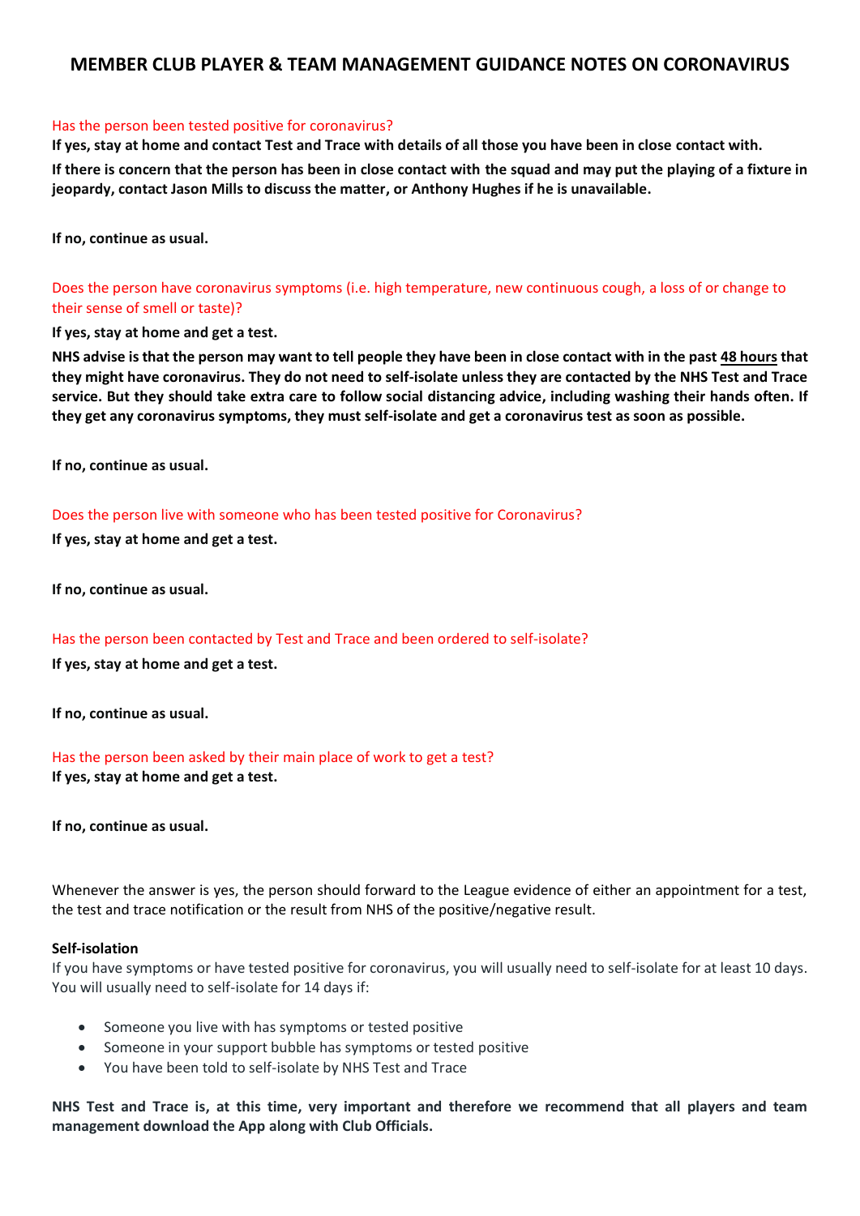# MEMBER CLUB PLAYER & TEAM MANAGEMENT GUIDANCE NOTES ON CORONAVIRUS

Has the person been tested positive for coronavirus?

**If yes, stay at home and contact Test and Trace with details of all those you have been in close contact with.**

**If there is concern that the person has been in close contact with the squad and may put the playing of a fixture in jeopardy, contact Jason Mills to discuss the matter, or Anthony Hughes if he is unavailable.**

**If no, continue as usual.**

Does the person have coronavirus symptoms (i.e. high temperature, new continuous cough, a loss of or change to their sense of smell or taste)?

**If yes, stay at home and get a test.**

**NHS advise is that the person may want to tell people they have been in close contact with in the past <u>48 hours</u> that they might have coronavirus. They do not need to self-isolate unless they are contacted by the NHS Test and Trace service. But they should take extra care to follow social distancing advice, including washing their hands often. If they get any coronavirus symptoms, they must self-isolate and get a coronavirus test as soon as possible.**

**If no, continue as usual.**

Does the person live with someone who has been tested positive for Coronavirus?

**If yes, stay at home and get a test.**

**If no, continue as usual.**

Has the person been contacted by Test and Trace and been ordered to self-isolate?

**If yes, stay at home and get a test.**

**If no, continue as usual.**

Has the person been asked by their main place of work to get a test?

**If yes, stay at home and get a test.**

**If no, continue as usual.**

Whenever the answer is yes, the person should forward to the League evidence of either an appointment for a test, the test and trace notification or the result from NHS of the positive/negative result.

**Self-isolation**

If you have symptoms or have tested positive for coronavirus, you will usually need to self-isolate for at least 10 days. You will usually need to self-isolate for 14 days if:

- Someone you live with has symptoms or tested positive
- Someone in your support bubble has symptoms or tested positive
- You have been told to self-isolate by NHS Test and Trace

**NHS Test and Trace is, at this time, very important and therefore we recommend that all players and team management download the App along with Club Officials.**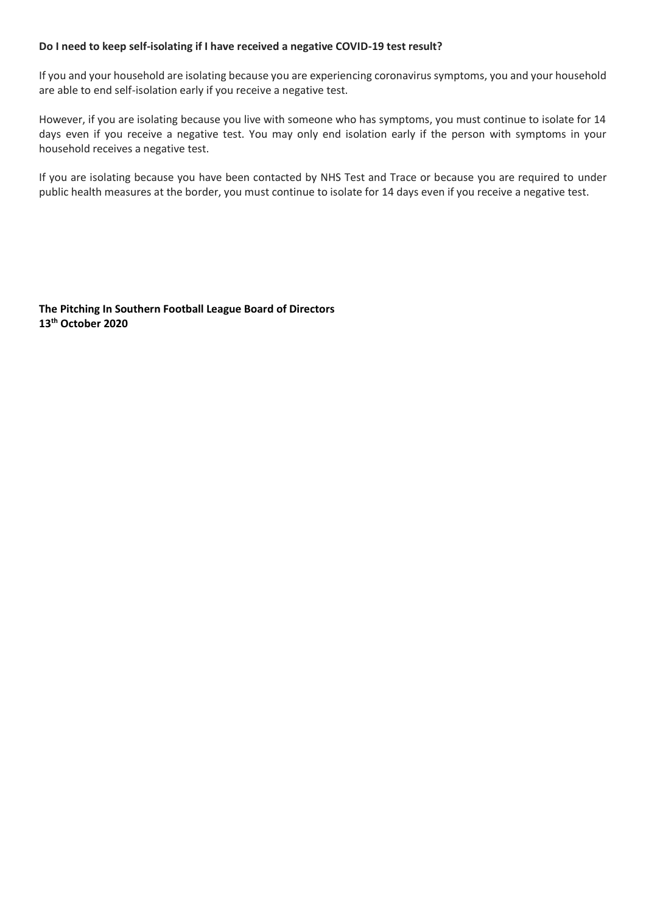**Do I need to keep self-isolating if I have received a negative COVID-19 test result?**

If you and your household are isolating because you are experiencing coronavirus symptoms, you and your household are able to end self-isolation early if you receive a negative test.

However, if you are isolating because you live with someone who has symptoms, you must continue to isolate for 14 days even if you receive a negative test. You may only end isolation early if the person with symptoms in your household receives a negative test.

If you are isolating because you have been contacted by NHS Test and Trace or because you are required to under public health measures at the border, you must continue to isolate for 14 days even if you receive a negative test.

**The Pitching In Southern Football League Board of Directors**
**13th October 2020**